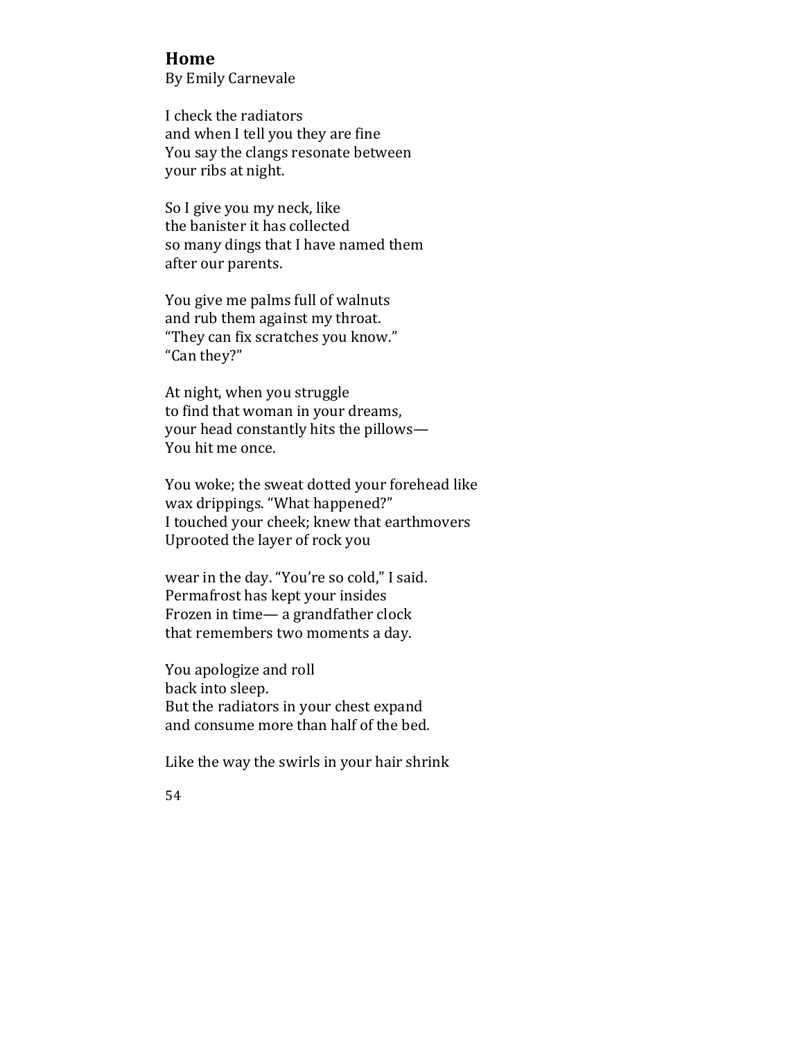# Home

By Emily Carnevale

I check the radiators  
and when I tell you they are fine  
You say the clangs resonate between  
your ribs at night.

So I give you my neck, like  
the banister it has collected  
so many dings that I have named them  
after our parents.

You give me palms full of walnuts  
and rub them against my throat.  
"They can fix scratches you know."  
"Can they?"

At night, when you struggle  
to find that woman in your dreams,  
your head constantly hits the pillows—  
You hit me once.

You woke; the sweat dotted your forehead like  
wax drippings. "What happened?"  
I touched your cheek; knew that earthmovers  
Uprooted the layer of rock you

wear in the day. "You're so cold," I said.  
Permafrost has kept your insides  
Frozen in time— a grandfather clock  
that remembers two moments a day.

You apologize and roll  
back into sleep.  
But the radiators in your chest expand  
and consume more than half of the bed.

Like the way the swirls in your hair shrink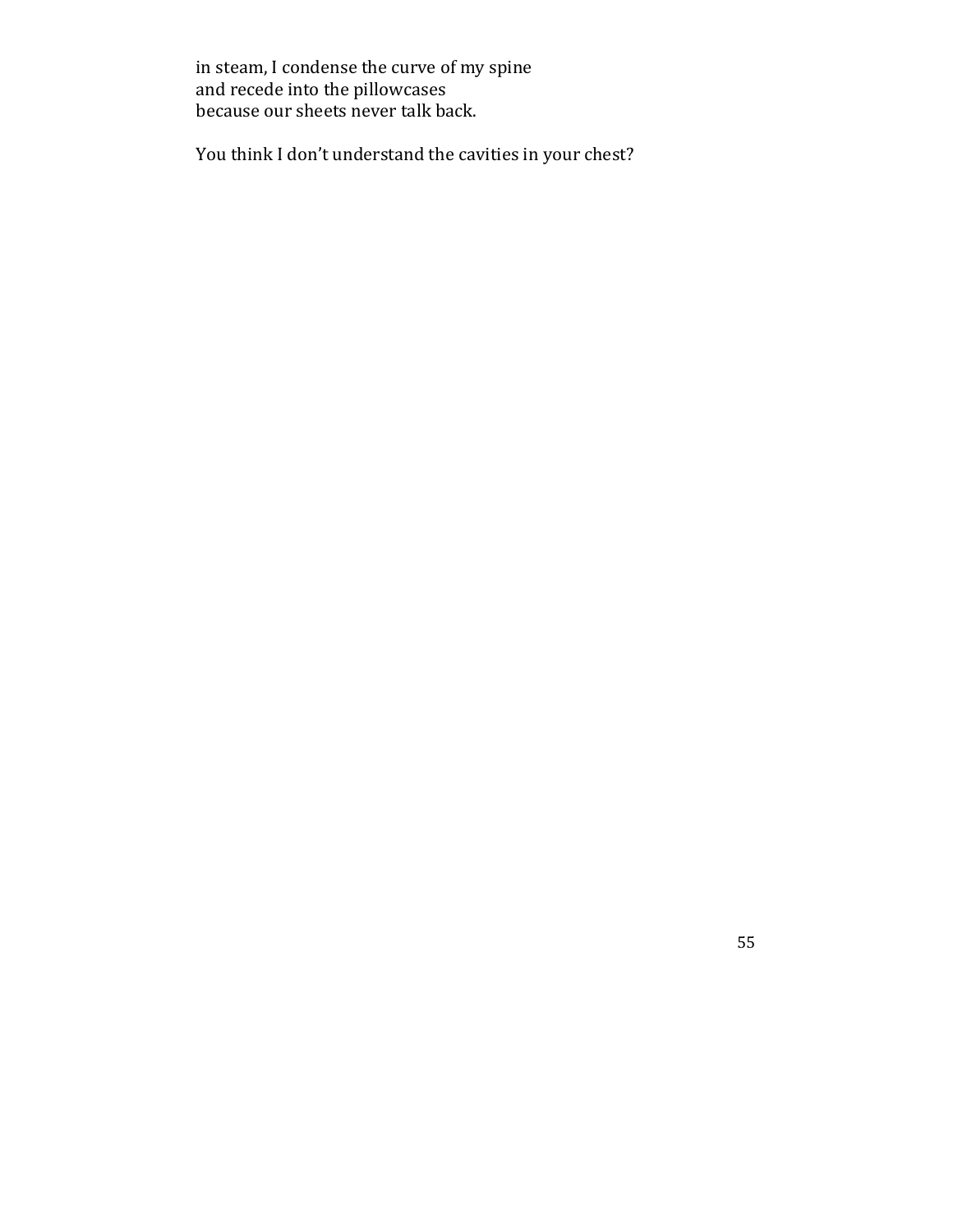in steam, I condense the curve of my spine  
and recede into the pillowcases  
because our sheets never talk back.

You think I don't understand the cavities in your chest?